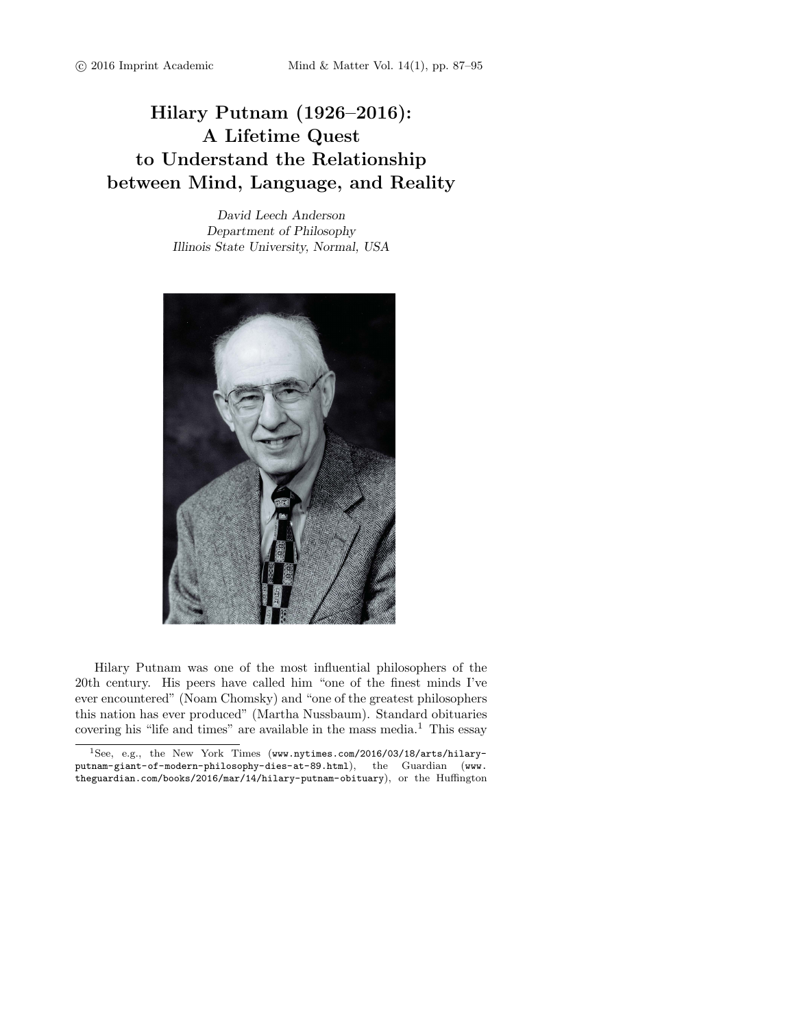# Hilary Putnam (1926–2016): A Lifetime Quest to Understand the Relationship between Mind, Language, and Reality

*David Leech Anderson*
*Department of Philosophy*
*Illinois State University, Normal, USA*

Hilary Putnam was one of the most influential philosophers of the 20th century. His peers have called him "one of the finest minds I've ever encountered" (Noam Chomsky) and "one of the greatest philosophers this nation has ever produced" (Martha Nussbaum). Standard obituaries covering his "life and times" are available in the mass media.[1] This essay

[1] See, e.g., the New York Times (www.nytimes.com/2016/03/18/arts/hilary-putnam-giant-of-modern-philosophy-dies-at-89.html), the Guardian (www.theguardian.com/books/2016/mar/14/hilary-putnam-obituary), or the Huffington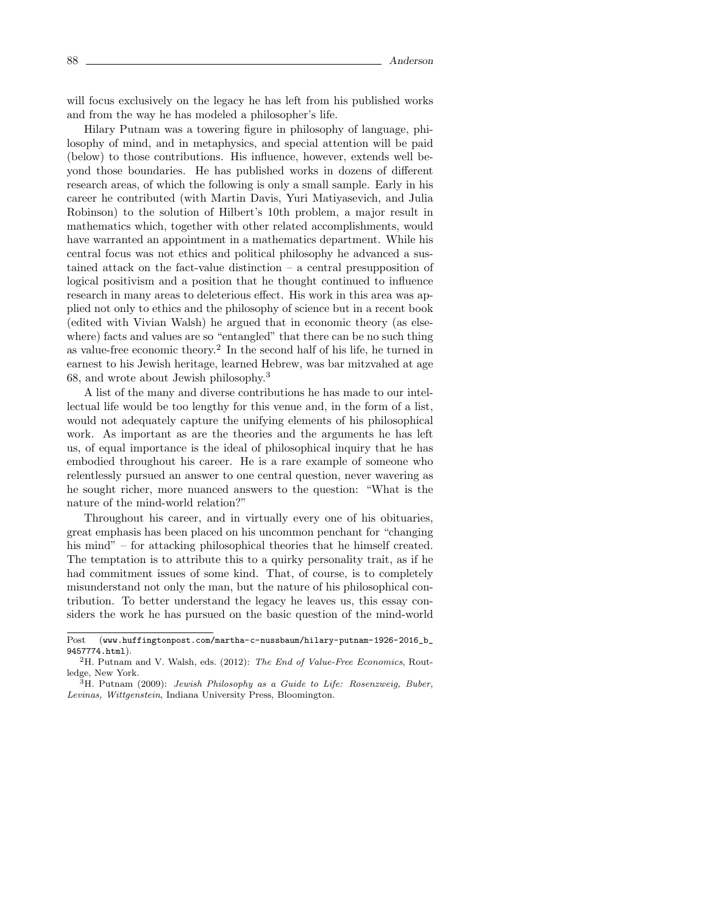will focus exclusively on the legacy he has left from his published works and from the way he has modeled a philosopher's life.

Hilary Putnam was a towering figure in philosophy of language, philosophy of mind, and in metaphysics, and special attention will be paid (below) to those contributions. His influence, however, extends well beyond those boundaries. He has published works in dozens of different research areas, of which the following is only a small sample. Early in his career he contributed (with Martin Davis, Yuri Matiyasevich, and Julia Robinson) to the solution of Hilbert's 10th problem, a major result in mathematics which, together with other related accomplishments, would have warranted an appointment in a mathematics department. While his central focus was not ethics and political philosophy he advanced a sustained attack on the fact-value distinction – a central presupposition of logical positivism and a position that he thought continued to influence research in many areas to deleterious effect. His work in this area was applied not only to ethics and the philosophy of science but in a recent book (edited with Vivian Walsh) he argued that in economic theory (as elsewhere) facts and values are so "entangled" that there can be no such thing as value-free economic theory.[2] In the second half of his life, he turned in earnest to his Jewish heritage, learned Hebrew, was bar mitzvahed at age 68, and wrote about Jewish philosophy.[3]

A list of the many and diverse contributions he has made to our intellectual life would be too lengthy for this venue and, in the form of a list, would not adequately capture the unifying elements of his philosophical work. As important as are the theories and the arguments he has left us, of equal importance is the ideal of philosophical inquiry that he has embodied throughout his career. He is a rare example of someone who relentlessly pursued an answer to one central question, never wavering as he sought richer, more nuanced answers to the question: "What is the nature of the mind-world relation?"

Throughout his career, and in virtually every one of his obituaries, great emphasis has been placed on his uncommon penchant for "changing his mind" – for attacking philosophical theories that he himself created. The temptation is to attribute this to a quirky personality trait, as if he had commitment issues of some kind. That, of course, is to completely misunderstand not only the man, but the nature of his philosophical contribution. To better understand the legacy he leaves us, this essay considers the work he has pursued on the basic question of the mind-world

---

Post (www.huffingtonpost.com/martha-c-nussbaum/hilary-putnam-1926-2016_b_9457774.html).

[2] H. Putnam and V. Walsh, eds. (2012): *The End of Value-Free Economics*, Routledge, New York.

[3] H. Putnam (2009): *Jewish Philosophy as a Guide to Life: Rosenzweig, Buber, Levinas, Wittgenstein*, Indiana University Press, Bloomington.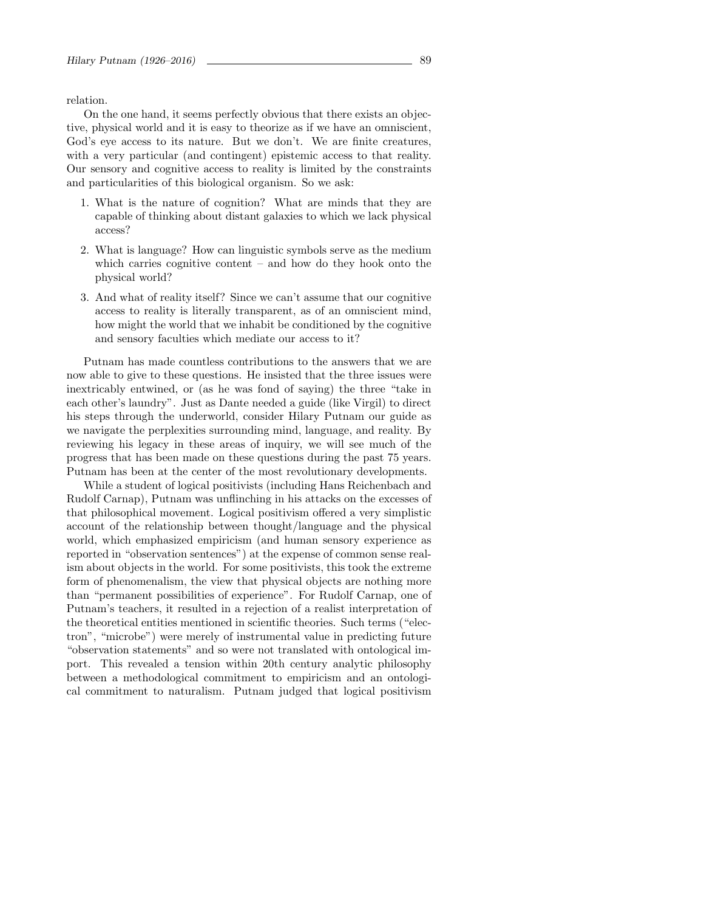relation.

On the one hand, it seems perfectly obvious that there exists an objective, physical world and it is easy to theorize as if we have an omniscient, God's eye access to its nature. But we don't. We are finite creatures, with a very particular (and contingent) epistemic access to that reality. Our sensory and cognitive access to reality is limited by the constraints and particularities of this biological organism. So we ask:

1. What is the nature of cognition? What are minds that they are capable of thinking about distant galaxies to which we lack physical access?
2. What is language? How can linguistic symbols serve as the medium which carries cognitive content – and how do they hook onto the physical world?
3. And what of reality itself? Since we can't assume that our cognitive access to reality is literally transparent, as of an omniscient mind, how might the world that we inhabit be conditioned by the cognitive and sensory faculties which mediate our access to it?

Putnam has made countless contributions to the answers that we are now able to give to these questions. He insisted that the three issues were inextricably entwined, or (as he was fond of saying) the three "take in each other's laundry". Just as Dante needed a guide (like Virgil) to direct his steps through the underworld, consider Hilary Putnam our guide as we navigate the perplexities surrounding mind, language, and reality. By reviewing his legacy in these areas of inquiry, we will see much of the progress that has been made on these questions during the past 75 years. Putnam has been at the center of the most revolutionary developments.

While a student of logical positivists (including Hans Reichenbach and Rudolf Carnap), Putnam was unflinching in his attacks on the excesses of that philosophical movement. Logical positivism offered a very simplistic account of the relationship between thought/language and the physical world, which emphasized empiricism (and human sensory experience as reported in "observation sentences") at the expense of common sense realism about objects in the world. For some positivists, this took the extreme form of phenomenalism, the view that physical objects are nothing more than "permanent possibilities of experience". For Rudolf Carnap, one of Putnam's teachers, it resulted in a rejection of a realist interpretation of the theoretical entities mentioned in scientific theories. Such terms ("electron", "microbe") were merely of instrumental value in predicting future "observation statements" and so were not translated with ontological import. This revealed a tension within 20th century analytic philosophy between a methodological commitment to empiricism and an ontological commitment to naturalism. Putnam judged that logical positivism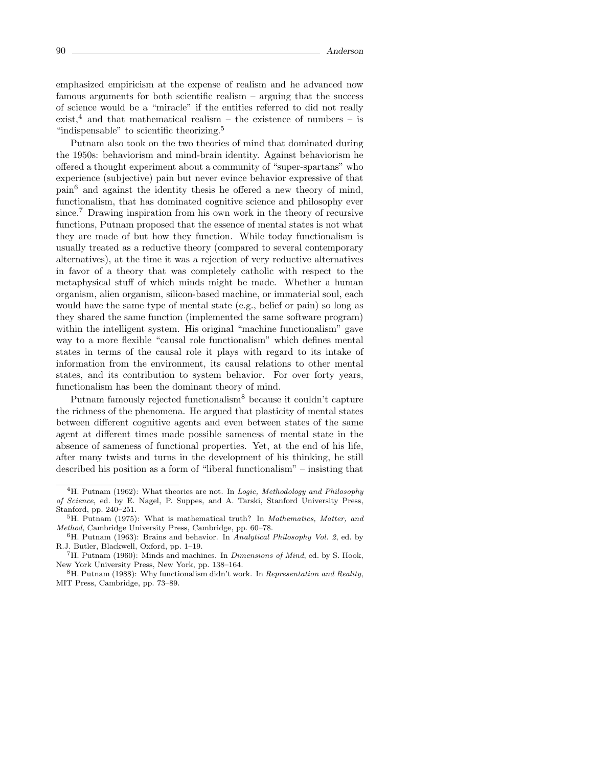emphasized empiricism at the expense of realism and he advanced now famous arguments for both scientific realism – arguing that the success of science would be a "miracle" if the entities referred to did not really exist,[4] and that mathematical realism – the existence of numbers – is "indispensable" to scientific theorizing.[5]

Putnam also took on the two theories of mind that dominated during the 1950s: behaviorism and mind-brain identity. Against behaviorism he offered a thought experiment about a community of "super-spartans" who experience (subjective) pain but never evince behavior expressive of that pain[6] and against the identity thesis he offered a new theory of mind, functionalism, that has dominated cognitive science and philosophy ever since.[7] Drawing inspiration from his own work in the theory of recursive functions, Putnam proposed that the essence of mental states is not what they are made of but how they function. While today functionalism is usually treated as a reductive theory (compared to several contemporary alternatives), at the time it was a rejection of very reductive alternatives in favor of a theory that was completely catholic with respect to the metaphysical stuff of which minds might be made. Whether a human organism, alien organism, silicon-based machine, or immaterial soul, each would have the same type of mental state (e.g., belief or pain) so long as they shared the same function (implemented the same software program) within the intelligent system. His original "machine functionalism" gave way to a more flexible "causal role functionalism" which defines mental states in terms of the causal role it plays with regard to its intake of information from the environment, its causal relations to other mental states, and its contribution to system behavior. For over forty years, functionalism has been the dominant theory of mind.

Putnam famously rejected functionalism[8] because it couldn't capture the richness of the phenomena. He argued that plasticity of mental states between different cognitive agents and even between states of the same agent at different times made possible sameness of mental state in the absence of sameness of functional properties. Yet, at the end of his life, after many twists and turns in the development of his thinking, he still described his position as a form of "liberal functionalism" – insisting that

---

[4] H. Putnam (1962): What theories are not. In *Logic, Methodology and Philosophy of Science*, ed. by E. Nagel, P. Suppes, and A. Tarski, Stanford University Press, Stanford, pp. 240–251.

[5] H. Putnam (1975): What is mathematical truth? In *Mathematics, Matter, and Method*, Cambridge University Press, Cambridge, pp. 60–78.

[6] H. Putnam (1963): Brains and behavior. In *Analytical Philosophy Vol. 2*, ed. by R.J. Butler, Blackwell, Oxford, pp. 1–19.

[7] H. Putnam (1960): Minds and machines. In *Dimensions of Mind*, ed. by S. Hook, New York University Press, New York, pp. 138–164.

[8] H. Putnam (1988): Why functionalism didn't work. In *Representation and Reality*, MIT Press, Cambridge, pp. 73–89.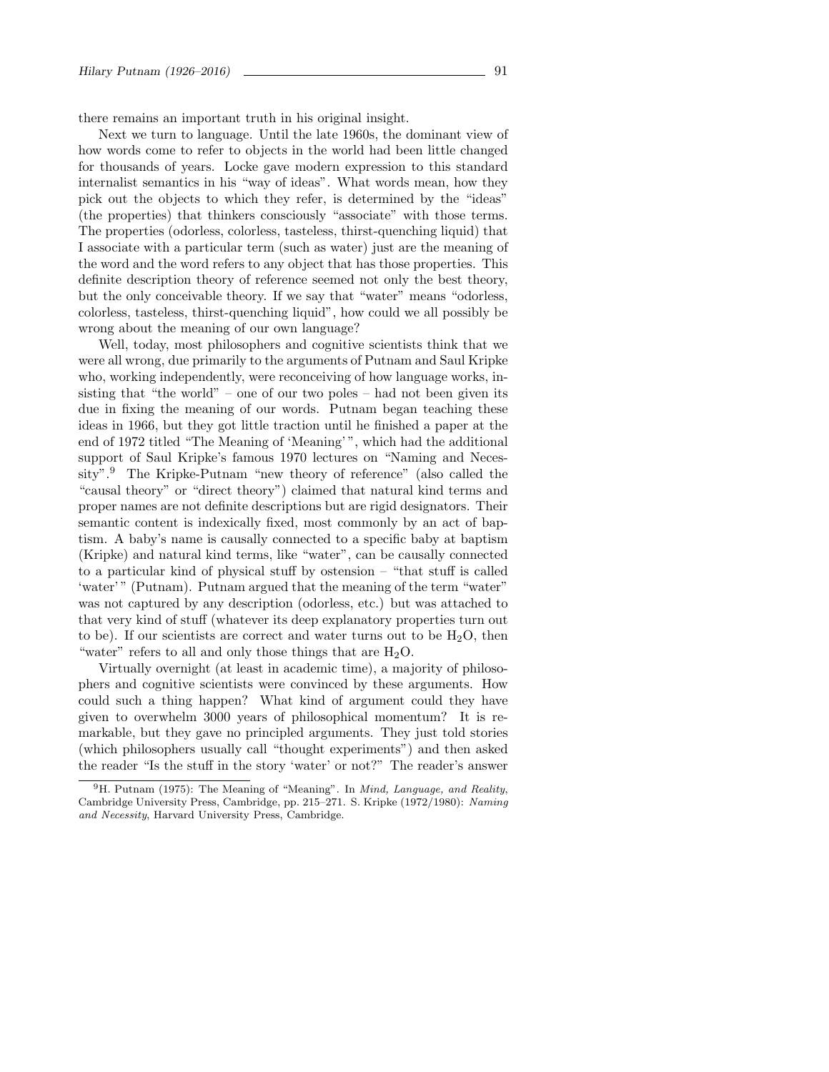there remains an important truth in his original insight.

Next we turn to language. Until the late 1960s, the dominant view of how words come to refer to objects in the world had been little changed for thousands of years. Locke gave modern expression to this standard internalist semantics in his "way of ideas". What words mean, how they pick out the objects to which they refer, is determined by the "ideas" (the properties) that thinkers consciously "associate" with those terms. The properties (odorless, colorless, tasteless, thirst-quenching liquid) that I associate with a particular term (such as water) just are the meaning of the word and the word refers to any object that has those properties. This definite description theory of reference seemed not only the best theory, but the only conceivable theory. If we say that "water" means "odorless, colorless, tasteless, thirst-quenching liquid", how could we all possibly be wrong about the meaning of our own language?

Well, today, most philosophers and cognitive scientists think that we were all wrong, due primarily to the arguments of Putnam and Saul Kripke who, working independently, were reconceiving of how language works, insisting that "the world" – one of our two poles – had not been given its due in fixing the meaning of our words. Putnam began teaching these ideas in 1966, but they got little traction until he finished a paper at the end of 1972 titled "The Meaning of 'Meaning'", which had the additional support of Saul Kripke's famous 1970 lectures on "Naming and Necessity".[9] The Kripke-Putnam "new theory of reference" (also called the "causal theory" or "direct theory") claimed that natural kind terms and proper names are not definite descriptions but are rigid designators. Their semantic content is indexically fixed, most commonly by an act of baptism. A baby's name is causally connected to a specific baby at baptism (Kripke) and natural kind terms, like "water", can be causally connected to a particular kind of physical stuff by ostension – "that stuff is called 'water'" (Putnam). Putnam argued that the meaning of the term "water" was not captured by any description (odorless, etc.) but was attached to that very kind of stuff (whatever its deep explanatory properties turn out to be). If our scientists are correct and water turns out to be $H_2O$, then "water" refers to all and only those things that are $H_2O$.

Virtually overnight (at least in academic time), a majority of philosophers and cognitive scientists were convinced by these arguments. How could such a thing happen? What kind of argument could they have given to overwhelm 3000 years of philosophical momentum? It is remarkable, but they gave no principled arguments. They just told stories (which philosophers usually call "thought experiments") and then asked the reader "Is the stuff in the story 'water' or not?" The reader's answer

[9] H. Putnam (1975): The Meaning of "Meaning". In *Mind, Language, and Reality*, Cambridge University Press, Cambridge, pp. 215–271. S. Kripke (1972/1980): *Naming and Necessity*, Harvard University Press, Cambridge.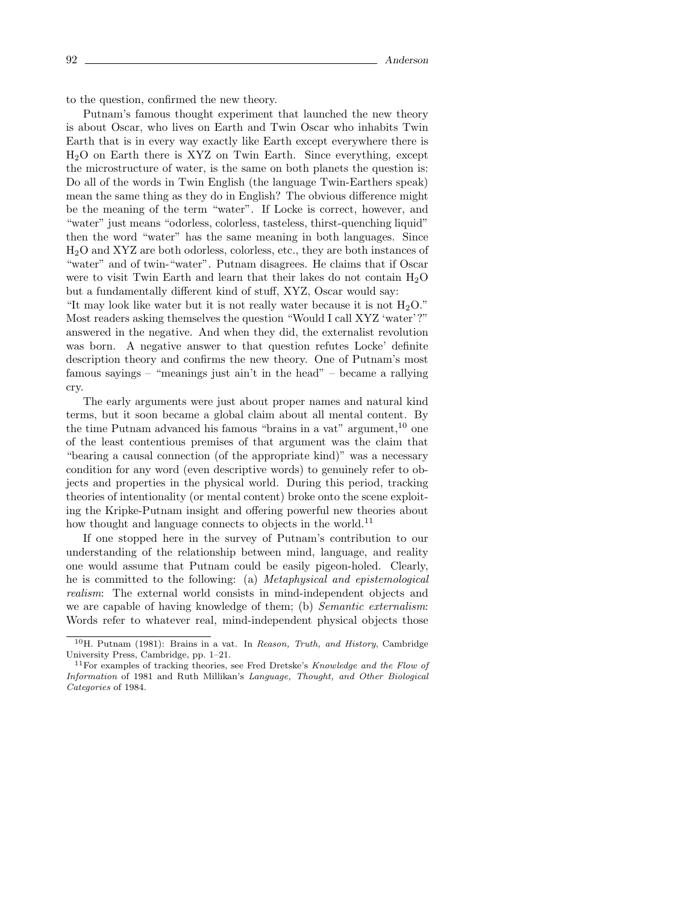to the question, confirmed the new theory.

Putnam's famous thought experiment that launched the new theory is about Oscar, who lives on Earth and Twin Oscar who inhabits Twin Earth that is in every way exactly like Earth except everywhere there is $H_2O$ on Earth there is XYZ on Twin Earth. Since everything, except the microstructure of water, is the same on both planets the question is: Do all of the words in Twin English (the language Twin-Earthers speak) mean the same thing as they do in English? The obvious difference might be the meaning of the term "water". If Locke is correct, however, and "water" just means "odorless, colorless, tasteless, thirst-quenching liquid" then the word "water" has the same meaning in both languages. Since $H_2O$ and XYZ are both odorless, colorless, etc., they are both instances of "water" and of twin-"water". Putnam disagrees. He claims that if Oscar were to visit Twin Earth and learn that their lakes do not contain $H_2O$ but a fundamentally different kind of stuff, XYZ, Oscar would say:
"It may look like water but it is not really water because it is not $H_2O$." Most readers asking themselves the question "Would I call XYZ 'water'?" answered in the negative. And when they did, the externalist revolution was born. A negative answer to that question refutes Locke' definite description theory and confirms the new theory. One of Putnam's most famous sayings – "meanings just ain't in the head" – became a rallying cry.

The early arguments were just about proper names and natural kind terms, but it soon became a global claim about all mental content. By the time Putnam advanced his famous "brains in a vat" argument,[10] one of the least contentious premises of that argument was the claim that "bearing a causal connection (of the appropriate kind)" was a necessary condition for any word (even descriptive words) to genuinely refer to objects and properties in the physical world. During this period, tracking theories of intentionality (or mental content) broke onto the scene exploiting the Kripke-Putnam insight and offering powerful new theories about how thought and language connects to objects in the world.[11]

If one stopped here in the survey of Putnam's contribution to our understanding of the relationship between mind, language, and reality one would assume that Putnam could be easily pigeon-holed. Clearly, he is committed to the following: (a) *Metaphysical and epistemological realism*: The external world consists in mind-independent objects and we are capable of having knowledge of them; (b) *Semantic externalism*: Words refer to whatever real, mind-independent physical objects those

---

[10] H. Putnam (1981): Brains in a vat. In *Reason, Truth, and History*, Cambridge University Press, Cambridge, pp. 1–21.

[11] For examples of tracking theories, see Fred Dretske's *Knowledge and the Flow of Information* of 1981 and Ruth Millikan's *Language, Thought, and Other Biological Categories* of 1984.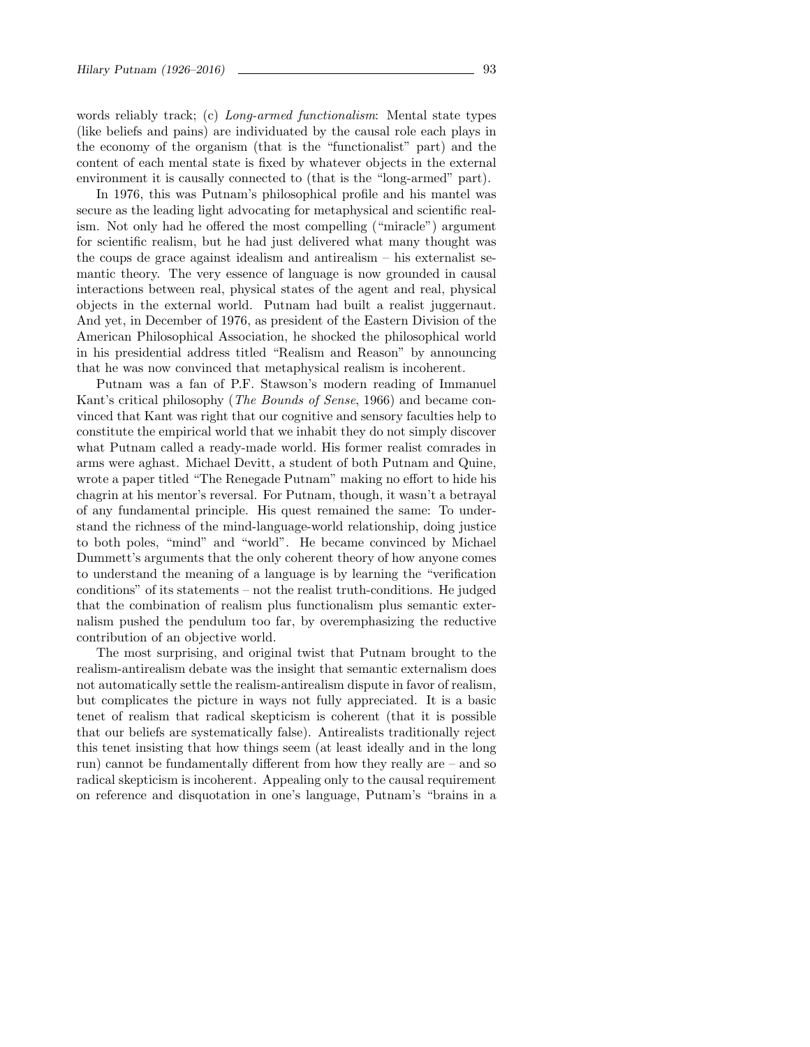words reliably track; (c) *Long-armed functionalism*: Mental state types (like beliefs and pains) are individuated by the causal role each plays in the economy of the organism (that is the "functionalist" part) and the content of each mental state is fixed by whatever objects in the external environment it is causally connected to (that is the "long-armed" part).

In 1976, this was Putnam's philosophical profile and his mantel was secure as the leading light advocating for metaphysical and scientific realism. Not only had he offered the most compelling ("miracle") argument for scientific realism, but he had just delivered what many thought was the coups de grace against idealism and antirealism – his externalist semantic theory. The very essence of language is now grounded in causal interactions between real, physical states of the agent and real, physical objects in the external world. Putnam had built a realist juggernaut. And yet, in December of 1976, as president of the Eastern Division of the American Philosophical Association, he shocked the philosophical world in his presidential address titled "Realism and Reason" by announcing that he was now convinced that metaphysical realism is incoherent.

Putnam was a fan of P.F. Stawson's modern reading of Immanuel Kant's critical philosophy (*The Bounds of Sense*, 1966) and became convinced that Kant was right that our cognitive and sensory faculties help to constitute the empirical world that we inhabit they do not simply discover what Putnam called a ready-made world. His former realist comrades in arms were aghast. Michael Devitt, a student of both Putnam and Quine, wrote a paper titled "The Renegade Putnam" making no effort to hide his chagrin at his mentor's reversal. For Putnam, though, it wasn't a betrayal of any fundamental principle. His quest remained the same: To understand the richness of the mind-language-world relationship, doing justice to both poles, "mind" and "world". He became convinced by Michael Dummett's arguments that the only coherent theory of how anyone comes to understand the meaning of a language is by learning the "verification conditions" of its statements – not the realist truth-conditions. He judged that the combination of realism plus functionalism plus semantic externalism pushed the pendulum too far, by overemphasizing the reductive contribution of an objective world.

The most surprising, and original twist that Putnam brought to the realism-antirealism debate was the insight that semantic externalism does not automatically settle the realism-antirealism dispute in favor of realism, but complicates the picture in ways not fully appreciated. It is a basic tenet of realism that radical skepticism is coherent (that it is possible that our beliefs are systematically false). Antirealists traditionally reject this tenet insisting that how things seem (at least ideally and in the long run) cannot be fundamentally different from how they really are – and so radical skepticism is incoherent. Appealing only to the causal requirement on reference and disquotation in one's language, Putnam's "brains in a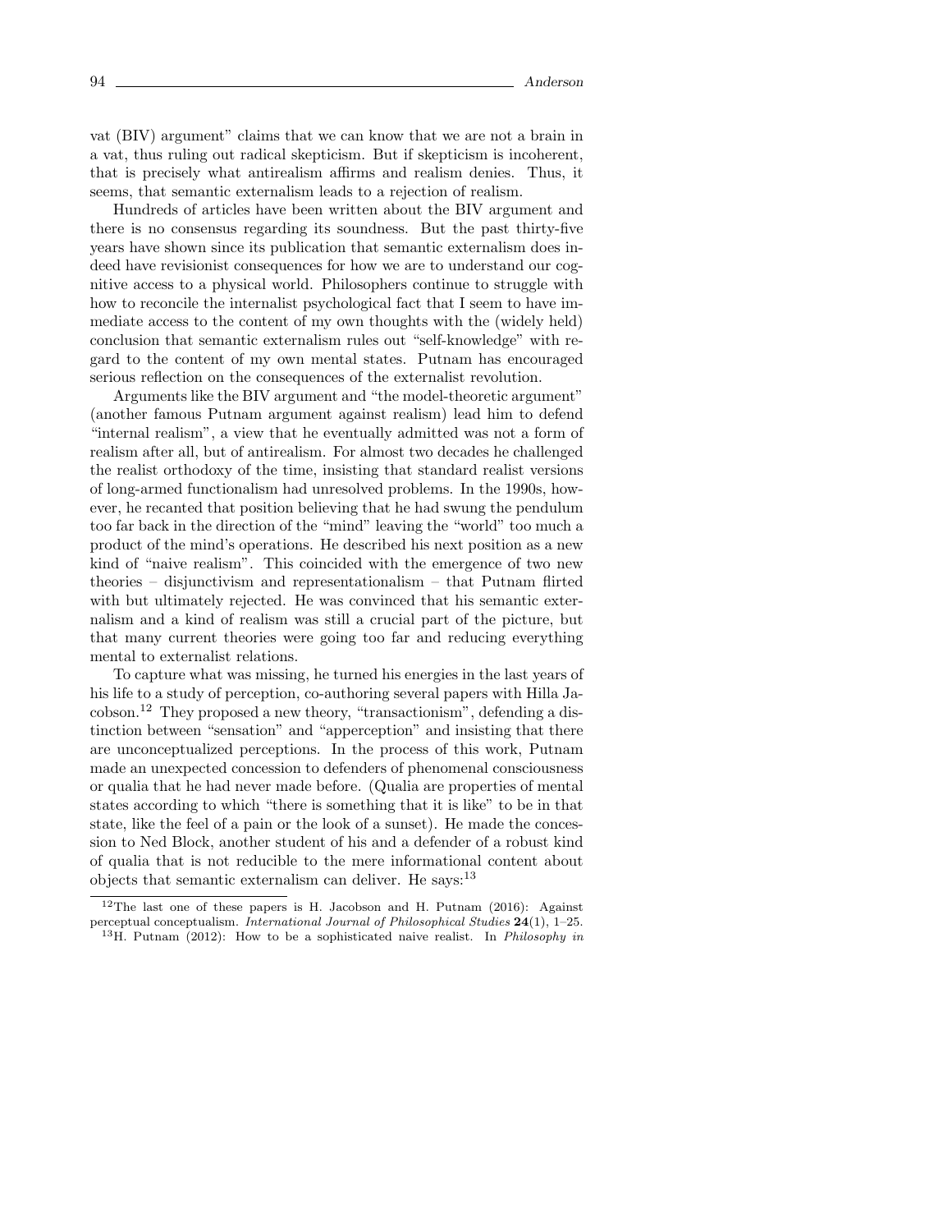vat (BIV) argument" claims that we can know that we are not a brain in a vat, thus ruling out radical skepticism. But if skepticism is incoherent, that is precisely what antirealism affirms and realism denies. Thus, it seems, that semantic externalism leads to a rejection of realism.

Hundreds of articles have been written about the BIV argument and there is no consensus regarding its soundness. But the past thirty-five years have shown since its publication that semantic externalism does indeed have revisionist consequences for how we are to understand our cognitive access to a physical world. Philosophers continue to struggle with how to reconcile the internalist psychological fact that I seem to have immediate access to the content of my own thoughts with the (widely held) conclusion that semantic externalism rules out "self-knowledge" with regard to the content of my own mental states. Putnam has encouraged serious reflection on the consequences of the externalist revolution.

Arguments like the BIV argument and "the model-theoretic argument" (another famous Putnam argument against realism) lead him to defend "internal realism", a view that he eventually admitted was not a form of realism after all, but of antirealism. For almost two decades he challenged the realist orthodoxy of the time, insisting that standard realist versions of long-armed functionalism had unresolved problems. In the 1990s, however, he recanted that position believing that he had swung the pendulum too far back in the direction of the "mind" leaving the "world" too much a product of the mind's operations. He described his next position as a new kind of "naive realism". This coincided with the emergence of two new theories – disjunctivism and representationalism – that Putnam flirted with but ultimately rejected. He was convinced that his semantic externalism and a kind of realism was still a crucial part of the picture, but that many current theories were going too far and reducing everything mental to externalist relations.

To capture what was missing, he turned his energies in the last years of his life to a study of perception, co-authoring several papers with Hilla Jacobson.[12] They proposed a new theory, "transactionism", defending a distinction between "sensation" and "apperception" and insisting that there are unconceptualized perceptions. In the process of this work, Putnam made an unexpected concession to defenders of phenomenal consciousness or qualia that he had never made before. (Qualia are properties of mental states according to which "there is something that it is like" to be in that state, like the feel of a pain or the look of a sunset). He made the concession to Ned Block, another student of his and a defender of a robust kind of qualia that is not reducible to the mere informational content about objects that semantic externalism can deliver. He says:[13]

---

[12] The last one of these papers is H. Jacobson and H. Putnam (2016): Against perceptual conceptualism. *International Journal of Philosophical Studies* **24**(1), 1–25.

[13] H. Putnam (2012): How to be a sophisticated naive realist. In *Philosophy in*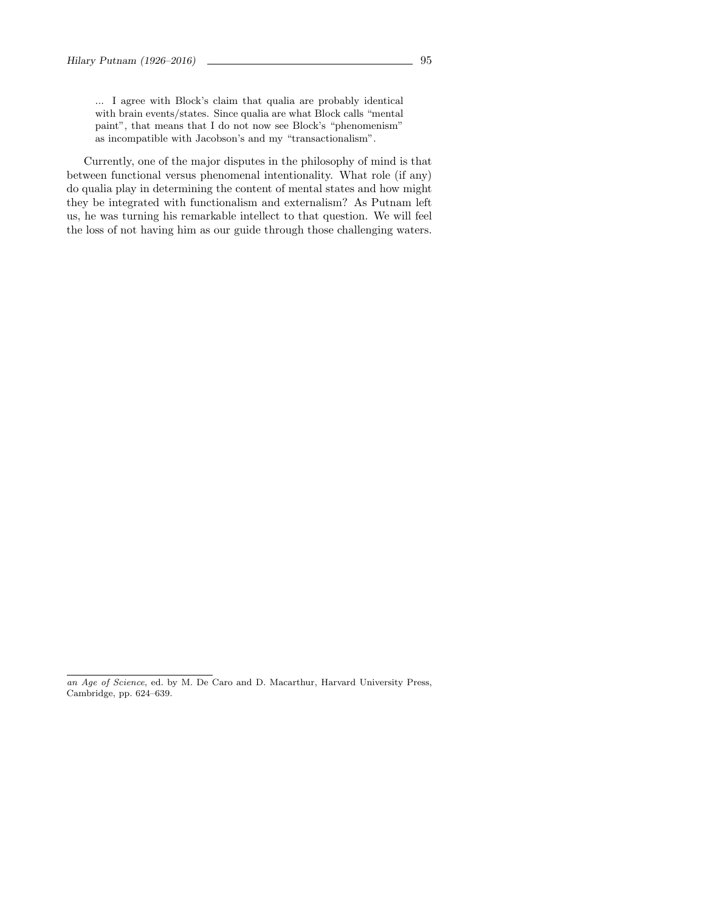> ... I agree with Block's claim that qualia are probably identical with brain events/states. Since qualia are what Block calls "mental paint", that means that I do not now see Block's "phenomenism" as incompatible with Jacobson's and my "transactionalism".

Currently, one of the major disputes in the philosophy of mind is that between functional versus phenomenal intentionality. What role (if any) do qualia play in determining the content of mental states and how might they be integrated with functionalism and externalism? As Putnam left us, he was turning his remarkable intellect to that question. We will feel the loss of not having him as our guide through those challenging waters.

---

*an Age of Science*, ed. by M. De Caro and D. Macarthur, Harvard University Press, Cambridge, pp. 624–639.